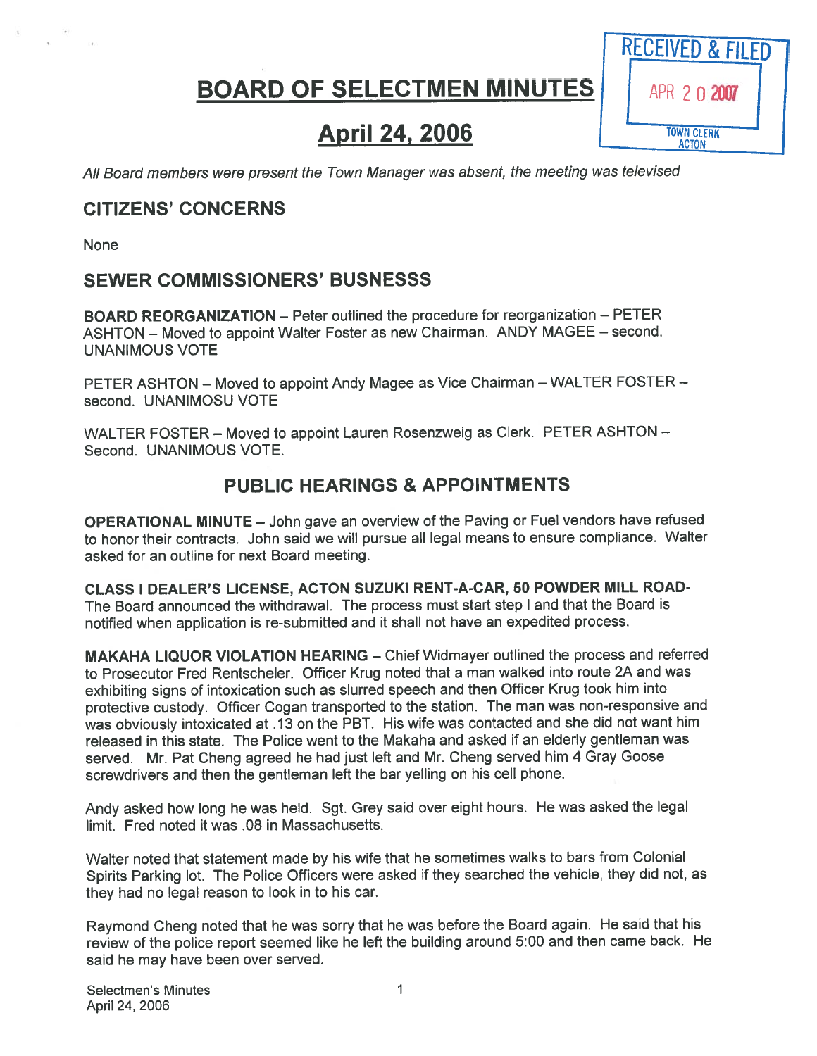# BOARD OF SELECTMEN MINUTES

## April 24, 2006

RECEIVED & FILED
APR 20 2007
TOWN CLERK
ACTON

*All Board members were present the Town Manager was absent, the meeting was televised*

## CITIZENS' CONCERNS

None

## SEWER COMMISSIONERS' BUSNESSS

**BOARD REORGANIZATION** – Peter outlined the procedure for reorganization – PETER ASHTON – Moved to appoint Walter Foster as new Chairman. ANDY MAGEE – second. UNANIMOUS VOTE

PETER ASHTON – Moved to appoint Andy Magee as Vice Chairman – WALTER FOSTER – second. UNANIMOSU VOTE

WALTER FOSTER – Moved to appoint Lauren Rosenzweig as Clerk. PETER ASHTON – Second. UNANIMOUS VOTE.

## PUBLIC HEARINGS & APPOINTMENTS

**OPERATIONAL MINUTE** – John gave an overview of the Paving or Fuel vendors have refused to honor their contracts. John said we will pursue all legal means to ensure compliance. Walter asked for an outline for next Board meeting.

**CLASS I DEALER'S LICENSE, ACTON SUZUKI RENT-A-CAR, 50 POWDER MILL ROAD-** The Board announced the withdrawal. The process must start step I and that the Board is notified when application is re-submitted and it shall not have an expedited process.

**MAKAHA LIQUOR VIOLATION HEARING** – Chief Widmayer outlined the process and referred to Prosecutor Fred Rentscheler. Officer Krug noted that a man walked into route 2A and was exhibiting signs of intoxication such as slurred speech and then Officer Krug took him into protective custody. Officer Cogan transported to the station. The man was non-responsive and was obviously intoxicated at .13 on the PBT. His wife was contacted and she did not want him released in this state. The Police went to the Makaha and asked if an elderly gentleman was served. Mr. Pat Cheng agreed he had just left and Mr. Cheng served him 4 Gray Goose screwdrivers and then the gentleman left the bar yelling on his cell phone.

Andy asked how long he was held. Sgt. Grey said over eight hours. He was asked the legal limit. Fred noted it was .08 in Massachusetts.

Walter noted that statement made by his wife that he sometimes walks to bars from Colonial Spirits Parking lot. The Police Officers were asked if they searched the vehicle, they did not, as they had no legal reason to look in to his car.

Raymond Cheng noted that he was sorry that he was before the Board again. He said that his review of the police report seemed like he left the building around 5:00 and then came back. He said he may have been over served.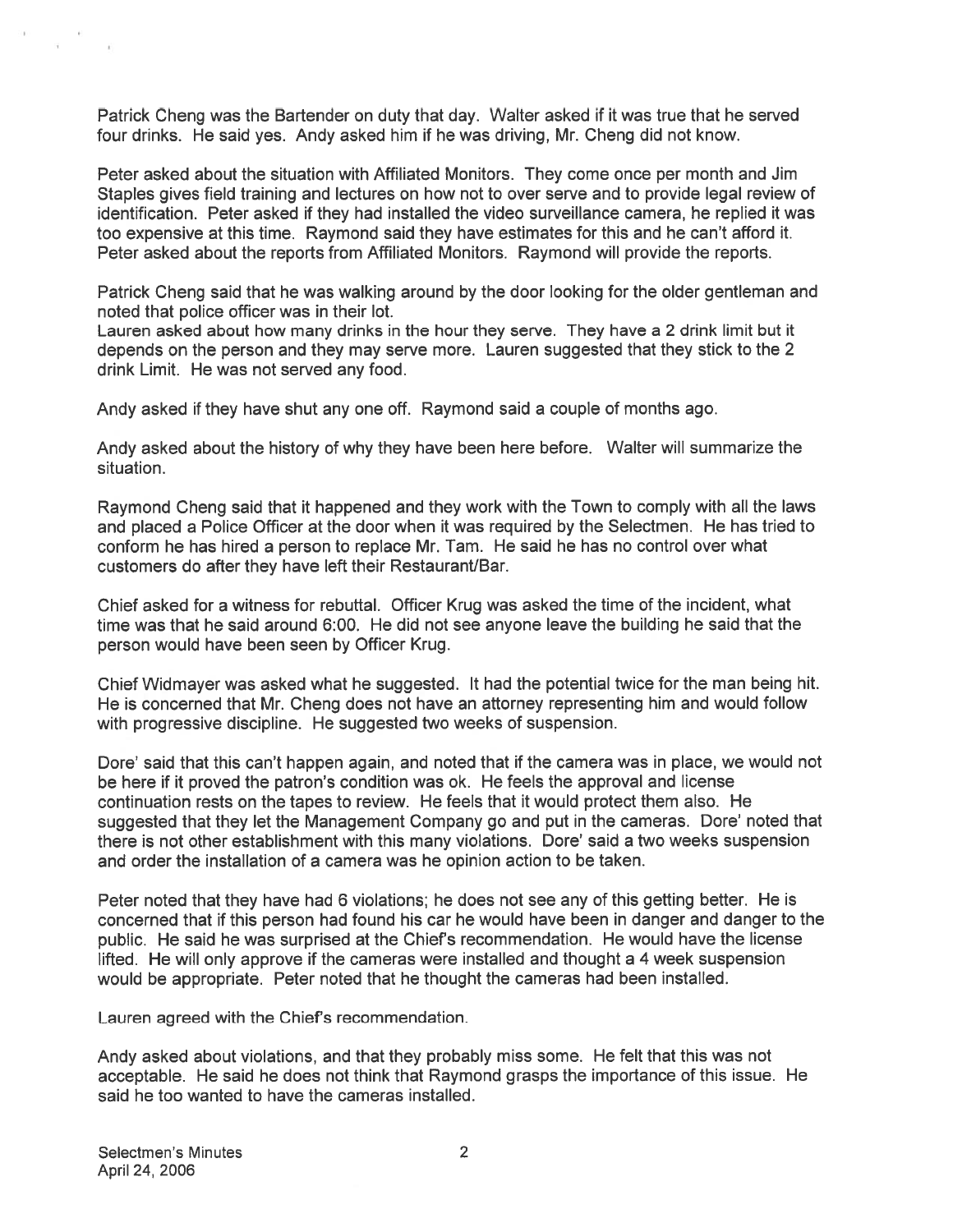Patrick Cheng was the Bartender on duty that day. Walter asked if it was true that he served four drinks. He said yes. Andy asked him if he was driving, Mr. Cheng did not know.

Peter asked about the situation with Affiliated Monitors. They come once per month and Jim Staples gives field training and lectures on how not to over serve and to provide legal review of identification. Peter asked if they had installed the video surveillance camera, he replied it was too expensive at this time. Raymond said they have estimates for this and he can't afford it. Peter asked about the reports from Affiliated Monitors. Raymond will provide the reports.

Patrick Cheng said that he was walking around by the door looking for the older gentleman and noted that police officer was in their lot.
Lauren asked about how many drinks in the hour they serve. They have a 2 drink limit but it depends on the person and they may serve more. Lauren suggested that they stick to the 2 drink Limit. He was not served any food.

Andy asked if they have shut any one off. Raymond said a couple of months ago.

Andy asked about the history of why they have been here before. Walter will summarize the situation.

Raymond Cheng said that it happened and they work with the Town to comply with all the laws and placed a Police Officer at the door when it was required by the Selectmen. He has tried to conform he has hired a person to replace Mr. Tam. He said he has no control over what customers do after they have left their Restaurant/Bar.

Chief asked for a witness for rebuttal. Officer Krug was asked the time of the incident, what time was that he said around 6:00. He did not see anyone leave the building he said that the person would have been seen by Officer Krug.

Chief Widmayer was asked what he suggested. It had the potential twice for the man being hit. He is concerned that Mr. Cheng does not have an attorney representing him and would follow with progressive discipline. He suggested two weeks of suspension.

Dore' said that this can't happen again, and noted that if the camera was in place, we would not be here if it proved the patron's condition was ok. He feels the approval and license continuation rests on the tapes to review. He feels that it would protect them also. He suggested that they let the Management Company go and put in the cameras. Dore' noted that there is not other establishment with this many violations. Dore' said a two weeks suspension and order the installation of a camera was he opinion action to be taken.

Peter noted that they have had 6 violations; he does not see any of this getting better. He is concerned that if this person had found his car he would have been in danger and danger to the public. He said he was surprised at the Chief's recommendation. He would have the license lifted. He will only approve if the cameras were installed and thought a 4 week suspension would be appropriate. Peter noted that he thought the cameras had been installed.

Lauren agreed with the Chief's recommendation.

Andy asked about violations, and that they probably miss some. He felt that this was not acceptable. He said he does not think that Raymond grasps the importance of this issue. He said he too wanted to have the cameras installed.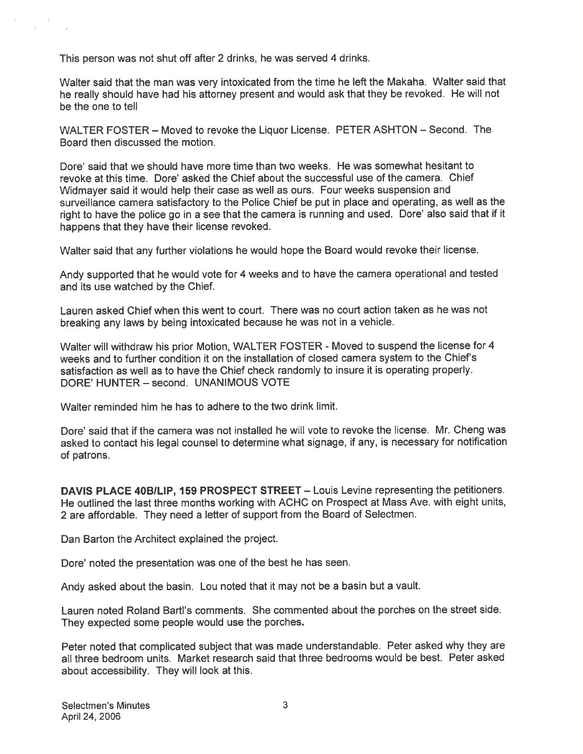This person was not shut off after 2 drinks, he was served 4 drinks.

Walter said that the man was very intoxicated from the time he left the Makaha. Walter said that he really should have had his attorney present and would ask that they be revoked. He will not be the one to tell

WALTER FOSTER – Moved to revoke the Liquor License. PETER ASHTON – Second. The Board then discussed the motion.

Dore' said that we should have more time than two weeks. He was somewhat hesitant to revoke at this time. Dore' asked the Chief about the successful use of the camera. Chief Widmayer said it would help their case as well as ours. Four weeks suspension and surveillance camera satisfactory to the Police Chief be put in place and operating, as well as the right to have the police go in a see that the camera is running and used. Dore' also said that if it happens that they have their license revoked.

Walter said that any further violations he would hope the Board would revoke their license.

Andy supported that he would vote for 4 weeks and to have the camera operational and tested and its use watched by the Chief.

Lauren asked Chief when this went to court. There was no court action taken as he was not breaking any laws by being intoxicated because he was not in a vehicle.

Walter will withdraw his prior Motion, WALTER FOSTER - Moved to suspend the license for 4 weeks and to further condition it on the installation of closed camera system to the Chief's satisfaction as well as to have the Chief check randomly to insure it is operating properly. DORE' HUNTER – second. UNANIMOUS VOTE

Walter reminded him he has to adhere to the two drink limit.

Dore' said that if the camera was not installed he will vote to revoke the license. Mr. Cheng was asked to contact his legal counsel to determine what signage, if any, is necessary for notification of patrons.

**DAVIS PLACE 40B/LIP, 159 PROSPECT STREET** – Louis Levine representing the petitioners. He outlined the last three months working with ACHC on Prospect at Mass Ave. with eight units, 2 are affordable. They need a letter of support from the Board of Selectmen.

Dan Barton the Architect explained the project.

Dore' noted the presentation was one of the best he has seen.

Andy asked about the basin. Lou noted that it may not be a basin but a vault.

Lauren noted Roland Bartl's comments. She commented about the porches on the street side. They expected some people would use the porches.

Peter noted that complicated subject that was made understandable. Peter asked why they are all three bedroom units. Market research said that three bedrooms would be best. Peter asked about accessibility. They will look at this.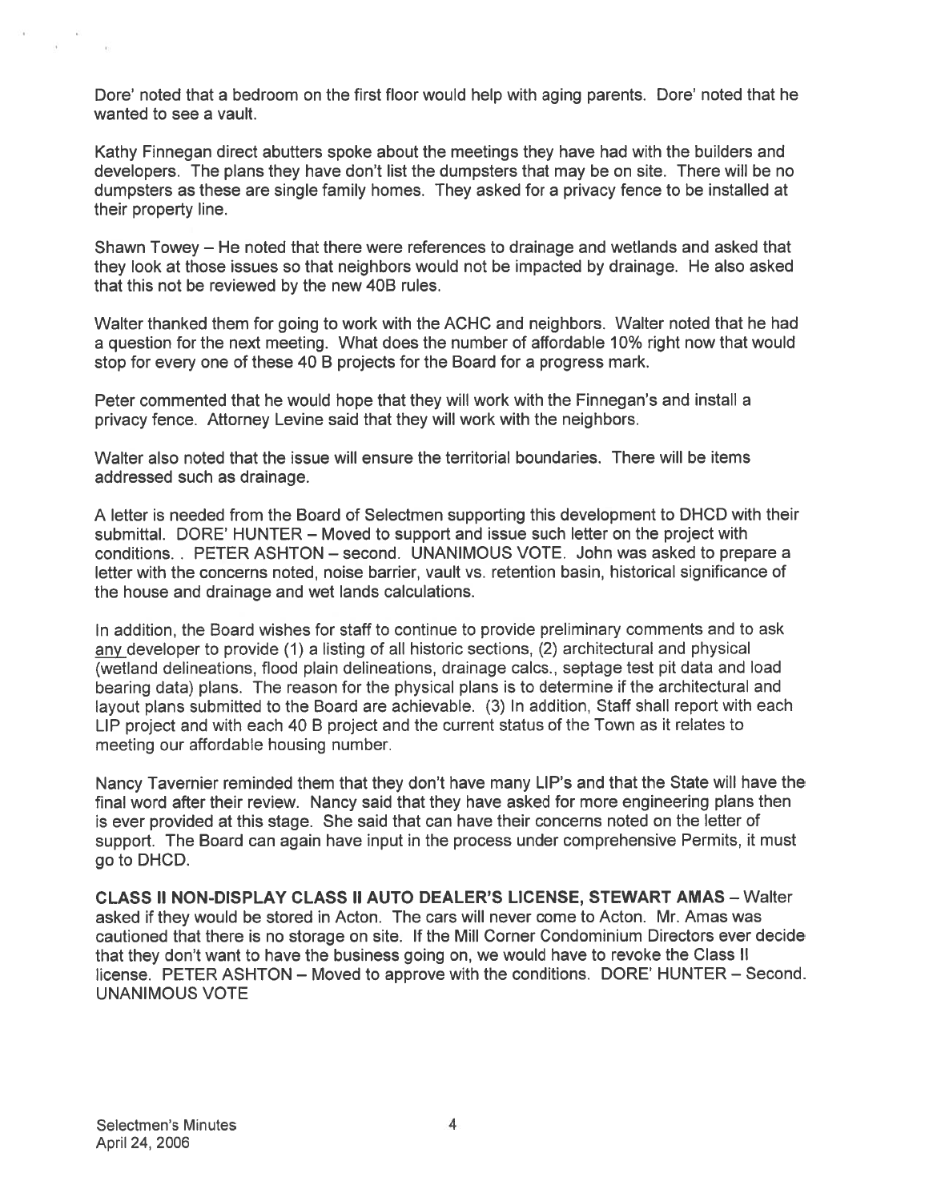Dore' noted that a bedroom on the first floor would help with aging parents. Dore' noted that he wanted to see a vault.

Kathy Finnegan direct abutters spoke about the meetings they have had with the builders and developers. The plans they have don't list the dumpsters that may be on site. There will be no dumpsters as these are single family homes. They asked for a privacy fence to be installed at their property line.

Shawn Towey – He noted that there were references to drainage and wetlands and asked that they look at those issues so that neighbors would not be impacted by drainage. He also asked that this not be reviewed by the new 40B rules.

Walter thanked them for going to work with the ACHC and neighbors. Walter noted that he had a question for the next meeting. What does the number of affordable 10% right now that would stop for every one of these 40 B projects for the Board for a progress mark.

Peter commented that he would hope that they will work with the Finnegan's and install a privacy fence. Attorney Levine said that they will work with the neighbors.

Walter also noted that the issue will ensure the territorial boundaries. There will be items addressed such as drainage.

A letter is needed from the Board of Selectmen supporting this development to DHCD with their submittal. DORE' HUNTER – Moved to support and issue such letter on the project with conditions. . PETER ASHTON – second. UNANIMOUS VOTE. John was asked to prepare a letter with the concerns noted, noise barrier, vault vs. retention basin, historical significance of the house and drainage and wet lands calculations.

In addition, the Board wishes for staff to continue to provide preliminary comments and to ask any developer to provide (1) a listing of all historic sections, (2) architectural and physical (wetland delineations, flood plain delineations, drainage calcs., septage test pit data and load bearing data) plans. The reason for the physical plans is to determine if the architectural and layout plans submitted to the Board are achievable. (3) In addition, Staff shall report with each LIP project and with each 40 B project and the current status of the Town as it relates to meeting our affordable housing number.

Nancy Tavernier reminded them that they don't have many LIP's and that the State will have the final word after their review. Nancy said that they have asked for more engineering plans then is ever provided at this stage. She said that can have their concerns noted on the letter of support. The Board can again have input in the process under comprehensive Permits, it must go to DHCD.

**CLASS II NON-DISPLAY CLASS II AUTO DEALER'S LICENSE, STEWART AMAS** – Walter asked if they would be stored in Acton. The cars will never come to Acton. Mr. Amas was cautioned that there is no storage on site. If the Mill Corner Condominium Directors ever decide that they don't want to have the business going on, we would have to revoke the Class II license. PETER ASHTON – Moved to approve with the conditions. DORE' HUNTER – Second. UNANIMOUS VOTE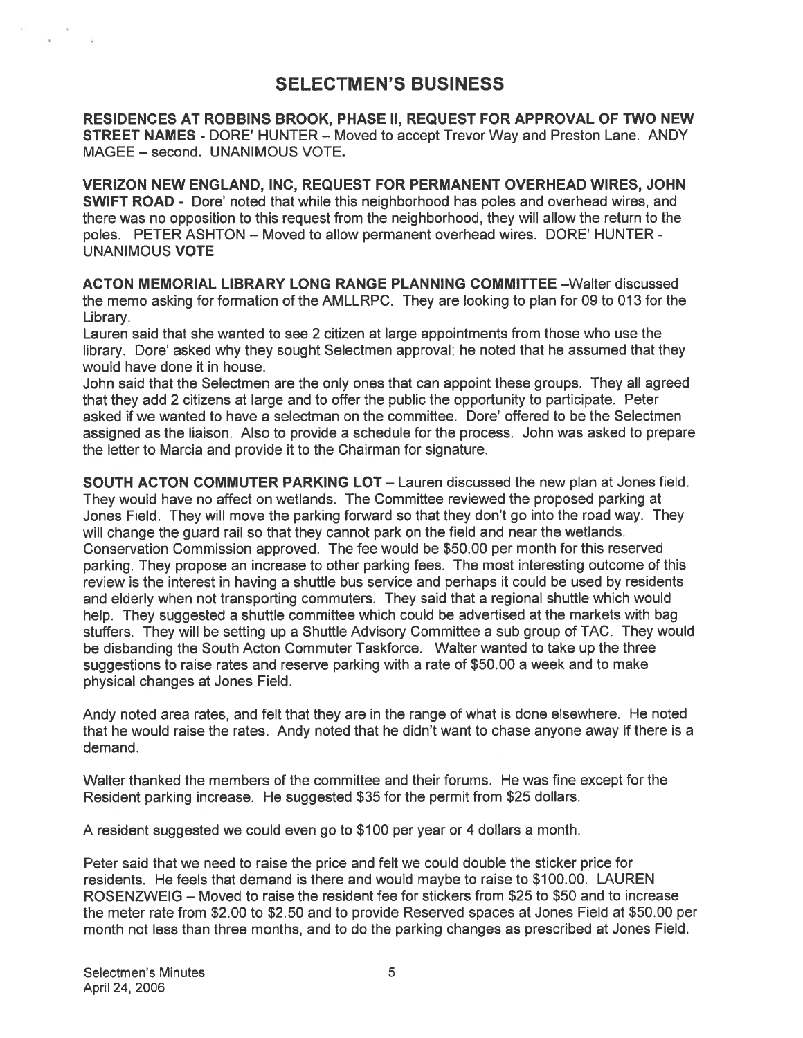# SELECTMEN'S BUSINESS

**RESIDENCES AT ROBBINS BROOK, PHASE II, REQUEST FOR APPROVAL OF TWO NEW STREET NAMES** - DORE' HUNTER – Moved to accept Trevor Way and Preston Lane. ANDY MAGEE – second. UNANIMOUS VOTE.

**VERIZON NEW ENGLAND, INC, REQUEST FOR PERMANENT OVERHEAD WIRES, JOHN SWIFT ROAD** - Dore' noted that while this neighborhood has poles and overhead wires, and there was no opposition to this request from the neighborhood, they will allow the return to the poles. PETER ASHTON – Moved to allow permanent overhead wires. DORE' HUNTER - UNANIMOUS **VOTE**

**ACTON MEMORIAL LIBRARY LONG RANGE PLANNING COMMITTEE** –Walter discussed the memo asking for formation of the AMLLRPC. They are looking to plan for 09 to 013 for the Library.

Lauren said that she wanted to see 2 citizen at large appointments from those who use the library. Dore' asked why they sought Selectmen approval; he noted that he assumed that they would have done it in house.

John said that the Selectmen are the only ones that can appoint these groups. They all agreed that they add 2 citizens at large and to offer the public the opportunity to participate. Peter asked if we wanted to have a selectman on the committee. Dore' offered to be the Selectmen assigned as the liaison. Also to provide a schedule for the process. John was asked to prepare the letter to Marcia and provide it to the Chairman for signature.

**SOUTH ACTON COMMUTER PARKING LOT** – Lauren discussed the new plan at Jones field. They would have no affect on wetlands. The Committee reviewed the proposed parking at Jones Field. They will move the parking forward so that they don't go into the road way. They will change the guard rail so that they cannot park on the field and near the wetlands. Conservation Commission approved. The fee would be $50.00 per month for this reserved parking. They propose an increase to other parking fees. The most interesting outcome of this review is the interest in having a shuttle bus service and perhaps it could be used by residents and elderly when not transporting commuters. They said that a regional shuttle which would help. They suggested a shuttle committee which could be advertised at the markets with bag stuffers. They will be setting up a Shuttle Advisory Committee a sub group of TAC. They would be disbanding the South Acton Commuter Taskforce. Walter wanted to take up the three suggestions to raise rates and reserve parking with a rate of $50.00 a week and to make physical changes at Jones Field.

Andy noted area rates, and felt that they are in the range of what is done elsewhere. He noted that he would raise the rates. Andy noted that he didn't want to chase anyone away if there is a demand.

Walter thanked the members of the committee and their forums. He was fine except for the Resident parking increase. He suggested $35 for the permit from $25 dollars.

A resident suggested we could even go to $100 per year or 4 dollars a month.

Peter said that we need to raise the price and felt we could double the sticker price for residents. He feels that demand is there and would maybe to raise to $100.00. LAUREN ROSENZWEIG – Moved to raise the resident fee for stickers from $25 to $50 and to increase the meter rate from $2.00 to $2.50 and to provide Reserved spaces at Jones Field at $50.00 per month not less than three months, and to do the parking changes as prescribed at Jones Field.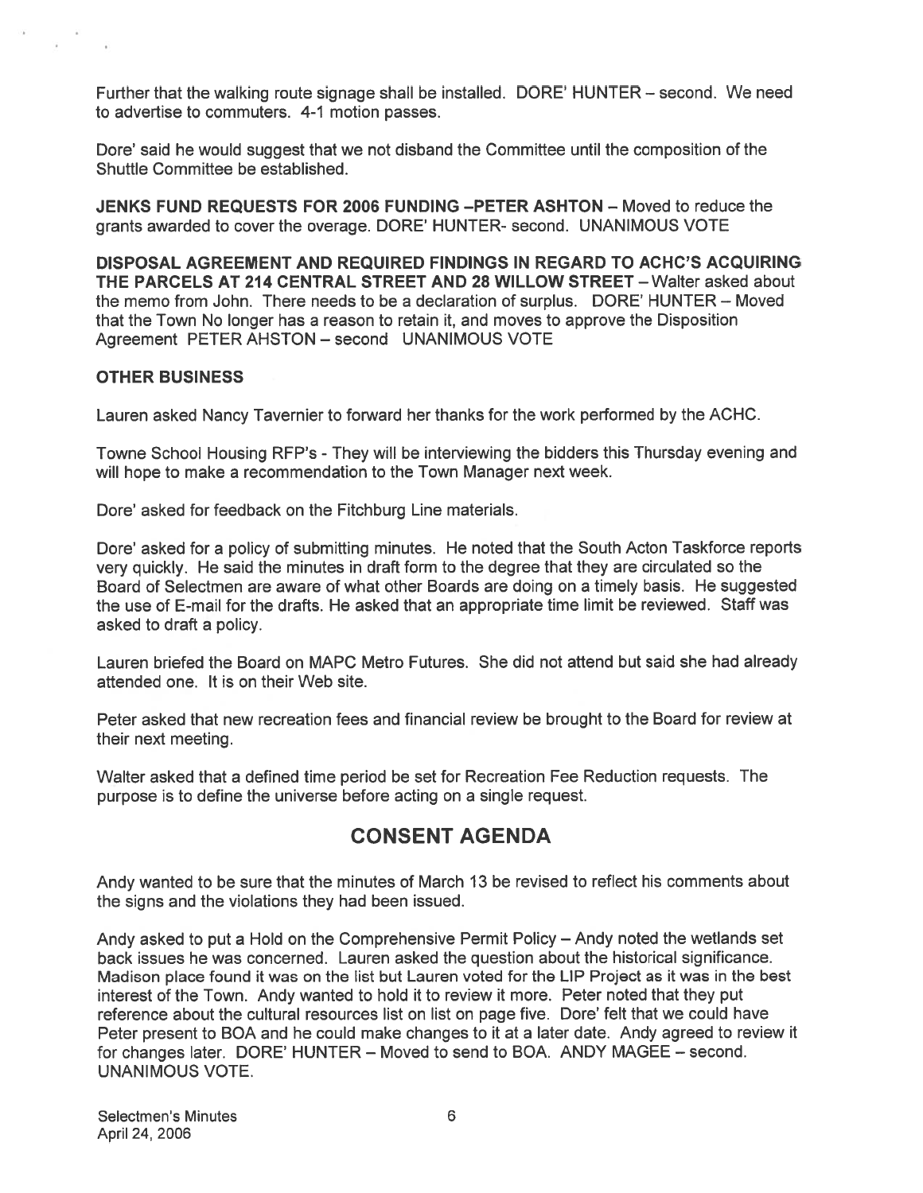Further that the walking route signage shall be installed. DORE' HUNTER – second. We need to advertise to commuters. 4-1 motion passes.

Dore' said he would suggest that we not disband the Committee until the composition of the Shuttle Committee be established.

**JENKS FUND REQUESTS FOR 2006 FUNDING –PETER ASHTON** – Moved to reduce the grants awarded to cover the overage. DORE' HUNTER- second. UNANIMOUS VOTE

**DISPOSAL AGREEMENT AND REQUIRED FINDINGS IN REGARD TO ACHC'S ACQUIRING THE PARCELS AT 214 CENTRAL STREET AND 28 WILLOW STREET** – Walter asked about the memo from John. There needs to be a declaration of surplus. DORE' HUNTER – Moved that the Town No longer has a reason to retain it, and moves to approve the Disposition Agreement PETER AHSTON – second UNANIMOUS VOTE

**OTHER BUSINESS**

Lauren asked Nancy Tavernier to forward her thanks for the work performed by the ACHC.

Towne School Housing RFP's - They will be interviewing the bidders this Thursday evening and will hope to make a recommendation to the Town Manager next week.

Dore' asked for feedback on the Fitchburg Line materials.

Dore' asked for a policy of submitting minutes. He noted that the South Acton Taskforce reports very quickly. He said the minutes in draft form to the degree that they are circulated so the Board of Selectmen are aware of what other Boards are doing on a timely basis. He suggested the use of E-mail for the drafts. He asked that an appropriate time limit be reviewed. Staff was asked to draft a policy.

Lauren briefed the Board on MAPC Metro Futures. She did not attend but said she had already attended one. It is on their Web site.

Peter asked that new recreation fees and financial review be brought to the Board for review at their next meeting.

Walter asked that a defined time period be set for Recreation Fee Reduction requests. The purpose is to define the universe before acting on a single request.

## CONSENT AGENDA

Andy wanted to be sure that the minutes of March 13 be revised to reflect his comments about the signs and the violations they had been issued.

Andy asked to put a Hold on the Comprehensive Permit Policy – Andy noted the wetlands set back issues he was concerned. Lauren asked the question about the historical significance. Madison place found it was on the list but Lauren voted for the LIP Project as it was in the best interest of the Town. Andy wanted to hold it to review it more. Peter noted that they put reference about the cultural resources list on list on page five. Dore' felt that we could have Peter present to BOA and he could make changes to it at a later date. Andy agreed to review it for changes later. DORE' HUNTER – Moved to send to BOA. ANDY MAGEE – second. UNANIMOUS VOTE.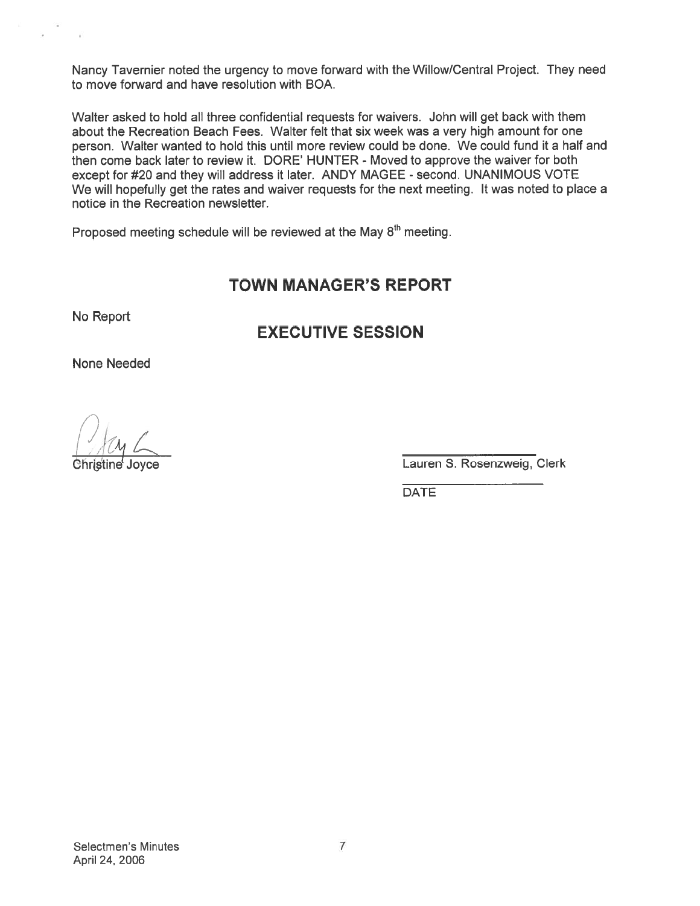Nancy Tavernier noted the urgency to move forward with the Willow/Central Project. They need to move forward and have resolution with BOA.

Walter asked to hold all three confidential requests for waivers. John will get back with them about the Recreation Beach Fees. Walter felt that six week was a very high amount for one person. Walter wanted to hold this until more review could be done. We could fund it a half and then come back later to review it. DORE' HUNTER - Moved to approve the waiver for both except for #20 and they will address it later. ANDY MAGEE - second. UNANIMOUS VOTE We will hopefully get the rates and waiver requests for the next meeting. It was noted to place a notice in the Recreation newsletter.

Proposed meeting schedule will be reviewed at the May 8th meeting.

## TOWN MANAGER'S REPORT

No Report

## EXECUTIVE SESSION

None Needed

Christine Joyce

Lauren S. Rosenzweig, Clerk

DATE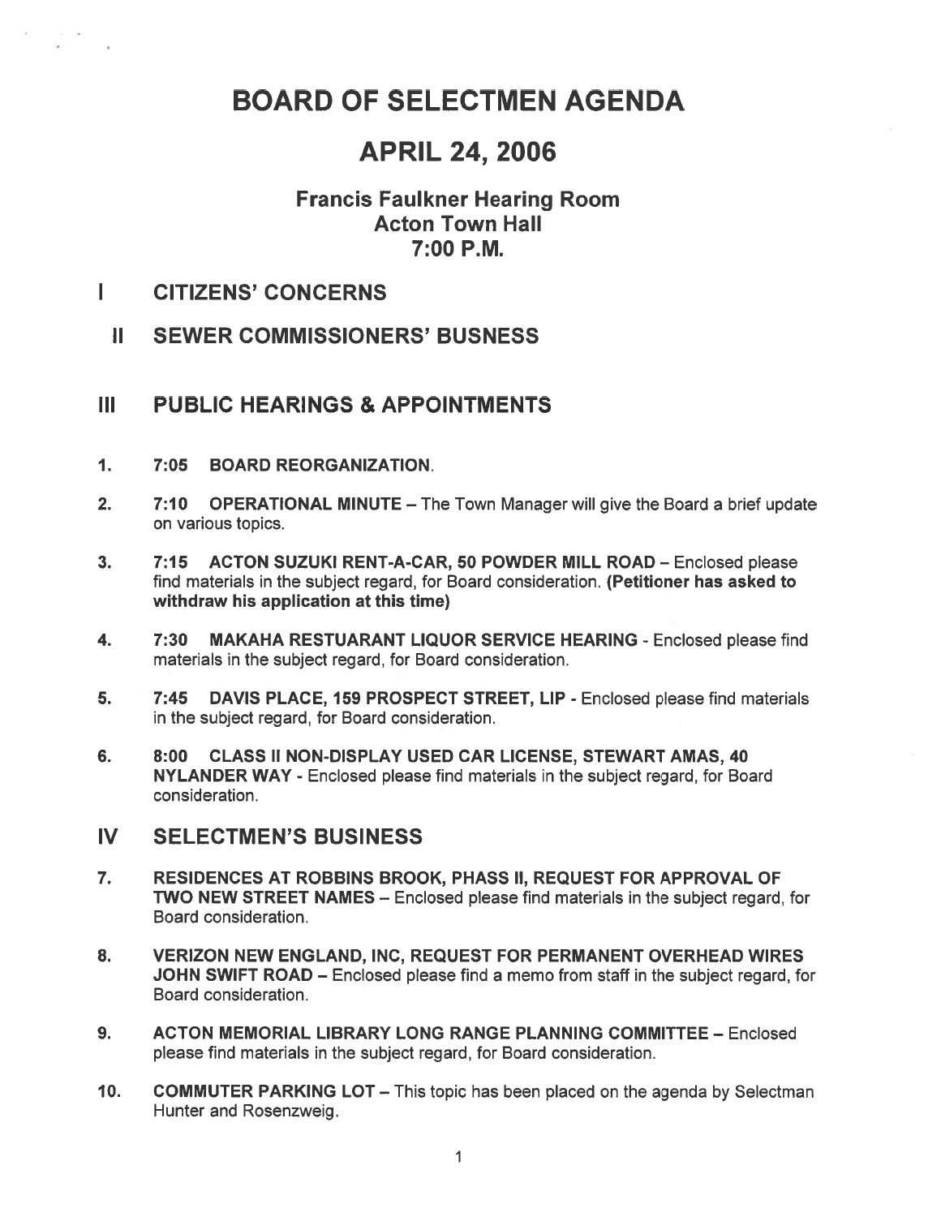# BOARD OF SELECTMEN AGENDA

# APRIL 24, 2006

### Francis Faulkner Hearing Room
### Acton Town Hall
### 7:00 P.M.

## I CITIZENS' CONCERNS

## II SEWER COMMISSIONERS' BUSNESS

## III PUBLIC HEARINGS & APPOINTMENTS

1. **7:05 BOARD REORGANIZATION**.

2. **7:10 OPERATIONAL MINUTE** – The Town Manager will give the Board a brief update on various topics.

3. **7:15 ACTON SUZUKI RENT-A-CAR, 50 POWDER MILL ROAD** – Enclosed please find materials in the subject regard, for Board consideration. **(Petitioner has asked to withdraw his application at this time)**

4. **7:30 MAKAHA RESTUARANT LIQUOR SERVICE HEARING** - Enclosed please find materials in the subject regard, for Board consideration.

5. **7:45 DAVIS PLACE, 159 PROSPECT STREET, LIP** - Enclosed please find materials in the subject regard, for Board consideration.

6. **8:00 CLASS II NON-DISPLAY USED CAR LICENSE, STEWART AMAS, 40 NYLANDER WAY** - Enclosed please find materials in the subject regard, for Board consideration.

## IV SELECTMEN'S BUSINESS

7. **RESIDENCES AT ROBBINS BROOK, PHASS II, REQUEST FOR APPROVAL OF TWO NEW STREET NAMES** – Enclosed please find materials in the subject regard, for Board consideration.

8. **VERIZON NEW ENGLAND, INC, REQUEST FOR PERMANENT OVERHEAD WIRES JOHN SWIFT ROAD** – Enclosed please find a memo from staff in the subject regard, for Board consideration.

9. **ACTON MEMORIAL LIBRARY LONG RANGE PLANNING COMMITTEE** – Enclosed please find materials in the subject regard, for Board consideration.

10. **COMMUTER PARKING LOT** – This topic has been placed on the agenda by Selectman Hunter and Rosenzweig.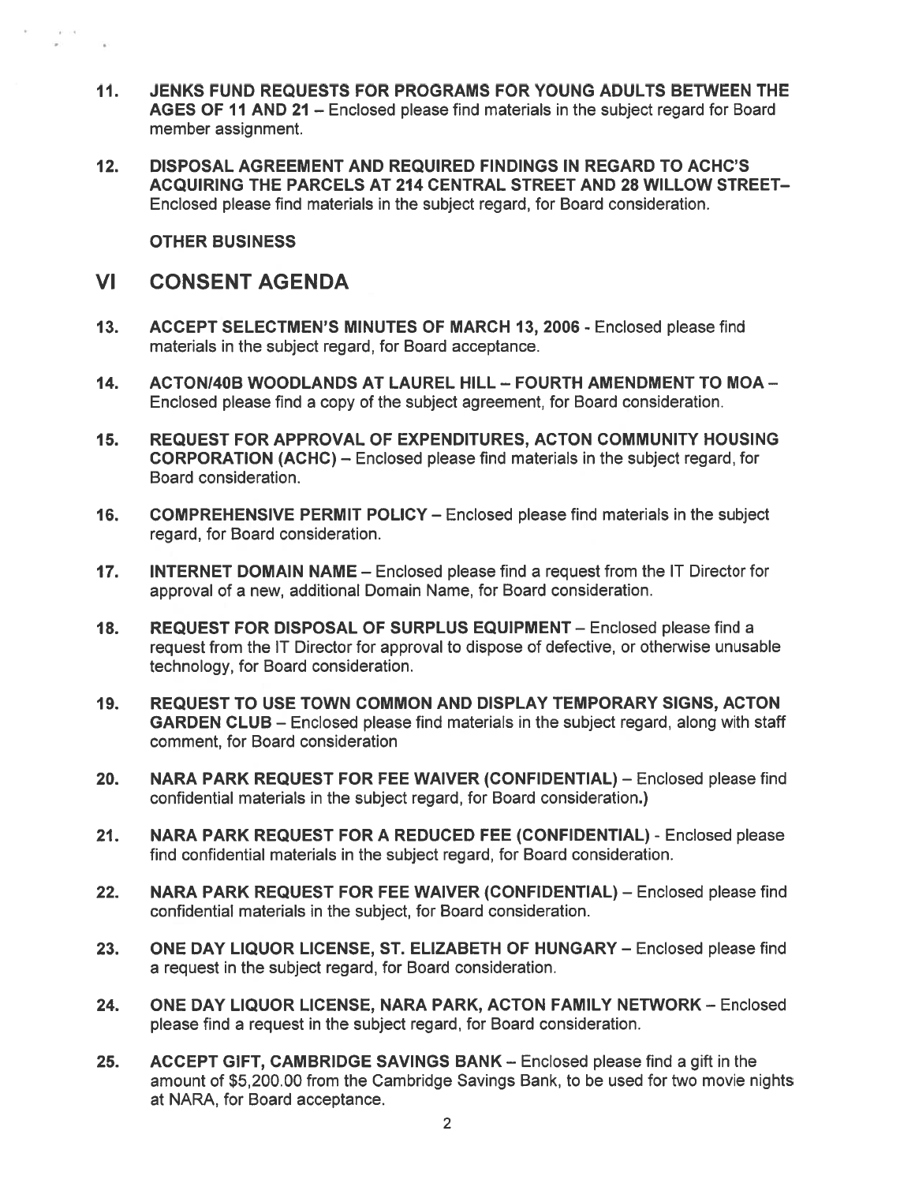11. **JENKS FUND REQUESTS FOR PROGRAMS FOR YOUNG ADULTS BETWEEN THE AGES OF 11 AND 21** – Enclosed please find materials in the subject regard for Board member assignment.

12. **DISPOSAL AGREEMENT AND REQUIRED FINDINGS IN REGARD TO ACHC'S ACQUIRING THE PARCELS AT 214 CENTRAL STREET AND 28 WILLOW STREET**– Enclosed please find materials in the subject regard, for Board consideration.

**OTHER BUSINESS**

## VI CONSENT AGENDA

13. **ACCEPT SELECTMEN'S MINUTES OF MARCH 13, 2006** - Enclosed please find materials in the subject regard, for Board acceptance.

14. **ACTON/40B WOODLANDS AT LAUREL HILL – FOURTH AMENDMENT TO MOA** – Enclosed please find a copy of the subject agreement, for Board consideration.

15. **REQUEST FOR APPROVAL OF EXPENDITURES, ACTON COMMUNITY HOUSING CORPORATION (ACHC)** – Enclosed please find materials in the subject regard, for Board consideration.

16. **COMPREHENSIVE PERMIT POLICY** – Enclosed please find materials in the subject regard, for Board consideration.

17. **INTERNET DOMAIN NAME** – Enclosed please find a request from the IT Director for approval of a new, additional Domain Name, for Board consideration.

18. **REQUEST FOR DISPOSAL OF SURPLUS EQUIPMENT** – Enclosed please find a request from the IT Director for approval to dispose of defective, or otherwise unusable technology, for Board consideration.

19. **REQUEST TO USE TOWN COMMON AND DISPLAY TEMPORARY SIGNS, ACTON GARDEN CLUB** – Enclosed please find materials in the subject regard, along with staff comment, for Board consideration

20. **NARA PARK REQUEST FOR FEE WAIVER (CONFIDENTIAL)** – Enclosed please find confidential materials in the subject regard, for Board consideration.)

21. **NARA PARK REQUEST FOR A REDUCED FEE (CONFIDENTIAL)** - Enclosed please find confidential materials in the subject regard, for Board consideration.

22. **NARA PARK REQUEST FOR FEE WAIVER (CONFIDENTIAL)** – Enclosed please find confidential materials in the subject, for Board consideration.

23. **ONE DAY LIQUOR LICENSE, ST. ELIZABETH OF HUNGARY** – Enclosed please find a request in the subject regard, for Board consideration.

24. **ONE DAY LIQUOR LICENSE, NARA PARK, ACTON FAMILY NETWORK** – Enclosed please find a request in the subject regard, for Board consideration.

25. **ACCEPT GIFT, CAMBRIDGE SAVINGS BANK** – Enclosed please find a gift in the amount of $5,200.00 from the Cambridge Savings Bank, to be used for two movie nights at NARA, for Board acceptance.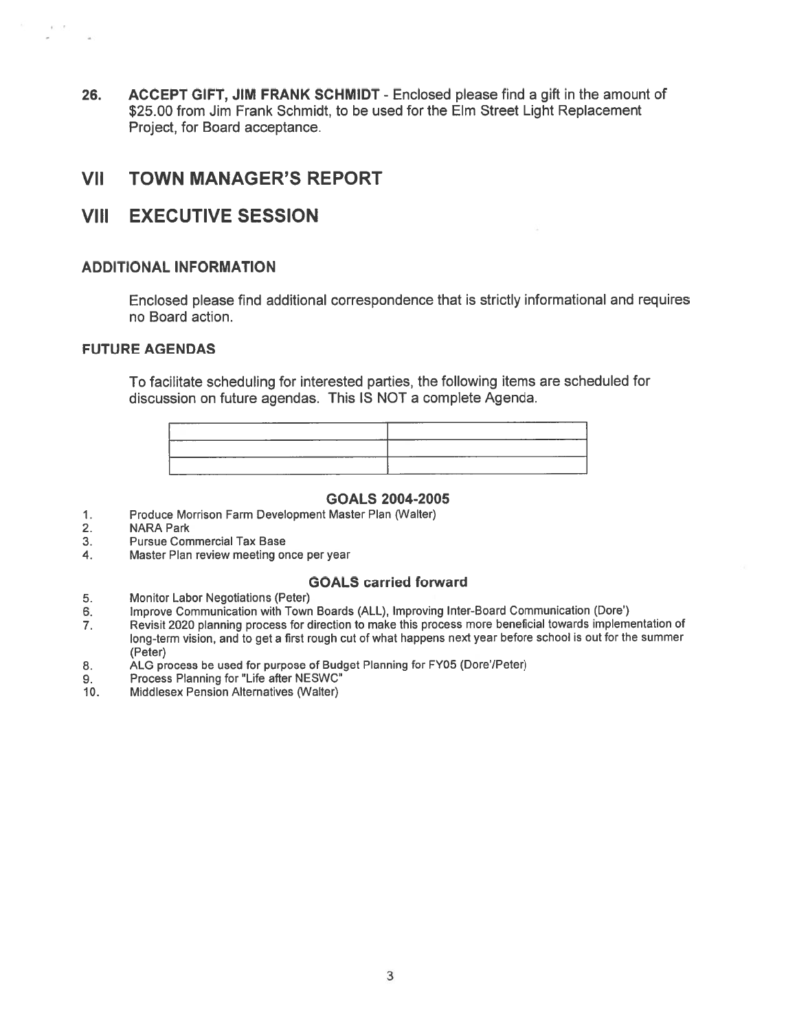26. **ACCEPT GIFT, JIM FRANK SCHMIDT** - Enclosed please find a gift in the amount of $25.00 from Jim Frank Schmidt, to be used for the Elm Street Light Replacement Project, for Board acceptance.

# VII TOWN MANAGER'S REPORT

# VIII EXECUTIVE SESSION

### ADDITIONAL INFORMATION

Enclosed please find additional correspondence that is strictly informational and requires no Board action.

### FUTURE AGENDAS

To facilitate scheduling for interested parties, the following items are scheduled for discussion on future agendas. This IS NOT a complete Agenda.

| | |
|---|---|
| | |
| | |

### GOALS 2004-2005

1. Produce Morrison Farm Development Master Plan (Walter)
2. NARA Park
3. Pursue Commercial Tax Base
4. Master Plan review meeting once per year

### GOALS carried forward

5. Monitor Labor Negotiations (Peter)
6. Improve Communication with Town Boards (ALL), Improving Inter-Board Communication (Dore')
7. Revisit 2020 planning process for direction to make this process more beneficial towards implementation of long-term vision, and to get a first rough cut of what happens next year before school is out for the summer (Peter)
8. ALG process be used for purpose of Budget Planning for FY05 (Dore'/Peter)
9. Process Planning for "Life after NESWC"
10. Middlesex Pension Alternatives (Walter)